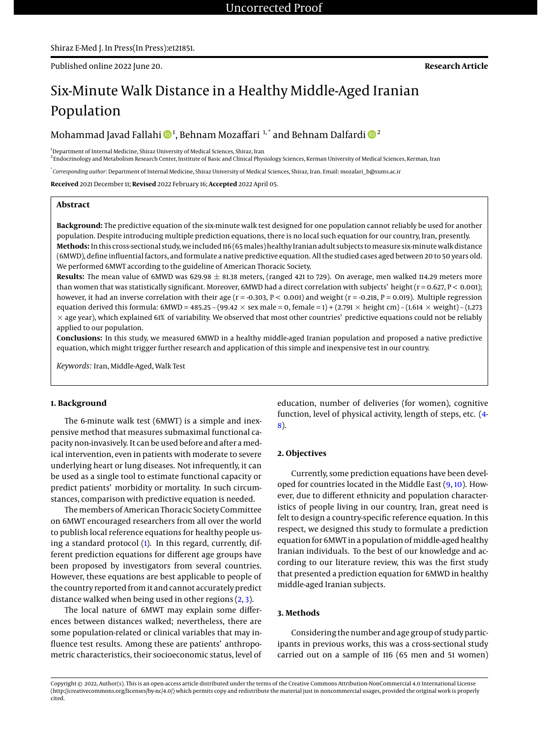Published online 2022 June 20.

**Research Article**

# Six-Minute Walk Distance in a Healthy Middle-Aged Iranian Population

Mohammad Javad Fallahi [1], Behnam Mozaffari [1,*] and Behnam Dalfardi [2]

[1] Department of Internal Medicine, Shiraz University of Medical Sciences, Shiraz, Iran
[2] Endocrinology and Metabolism Research Center, Institute of Basic and Clinical Physiology Sciences, Kerman University of Medical Sciences, Kerman, Iran

[*] *Corresponding author*: Department of Internal Medicine, Shiraz University of Medical Sciences, Shiraz, Iran. Email: mozafari_b@sums.ac.ir

**Received** 2021 December 11; **Revised** 2022 February 16; **Accepted** 2022 April 05.

## Abstract

**Background:** The predictive equation of the six-minute walk test designed for one population cannot reliably be used for another population. Despite introducing multiple prediction equations, there is no local such equation for our country, Iran, presently.

**Methods:** In this cross-sectional study, we included 116 (65 males) healthy Iranian adult subjects to measure six-minute walk distance (6MWD), define influential factors, and formulate a native predictive equation. All the studied cases aged between 20 to 50 years old. We performed 6MWT according to the guideline of American Thoracic Society.

**Results:** The mean value of 6MWD was 629.98 $\pm$ 81.38 meters, (ranged 421 to 729). On average, men walked 114.29 meters more than women that was statistically significant. Moreover, 6MWD had a direct correlation with subjects' height (r = 0.627, P < 0.001); however, it had an inverse correlation with their age (r = -0.303, P < 0.001) and weight (r = -0.218, P = 0.019). Multiple regression equation derived this formula: 6MWD = 485.25 - (99.42 $\times$ sex male = 0, female = 1) + (2.791 $\times$ height cm) - (1.614 $\times$ weight) - (1.273 $\times$ age year), which explained 61% of variability. We observed that most other countries' predictive equations could not be reliably applied to our population.

**Conclusions:** In this study, we measured 6MWD in a healthy middle-aged Iranian population and proposed a native predictive equation, which might trigger further research and application of this simple and inexpensive test in our country.

*Keywords:* Iran, Middle-Aged, Walk Test

## 1. Background

The 6-minute walk test (6MWT) is a simple and inexpensive method that measures submaximal functional capacity non-invasively. It can be used before and after a medical intervention, even in patients with moderate to severe underlying heart or lung diseases. Not infrequently, it can be used as a single tool to estimate functional capacity or predict patients' morbidity or mortality. In such circumstances, comparison with predictive equation is needed.

The members of American Thoracic Society Committee on 6MWT encouraged researchers from all over the world to publish local reference equations for healthy people using a standard protocol (1). In this regard, currently, different prediction equations for different age groups have been proposed by investigators from several countries. However, these equations are best applicable to people of the country reported from it and cannot accurately predict distance walked when being used in other regions (2, 3).

The local nature of 6MWT may explain some differences between distances walked; nevertheless, there are some population-related or clinical variables that may influence test results. Among these are patients' anthropometric characteristics, their socioeconomic status, level of education, number of deliveries (for women), cognitive function, level of physical activity, length of steps, etc. (4-8).

## 2. Objectives

Currently, some prediction equations have been developed for countries located in the Middle East (9, 10). However, due to different ethnicity and population characteristics of people living in our country, Iran, great need is felt to design a country-specific reference equation. In this respect, we designed this study to formulate a prediction equation for 6MWT in a population of middle-aged healthy Iranian individuals. To the best of our knowledge and according to our literature review, this was the first study that presented a prediction equation for 6MWD in healthy middle-aged Iranian subjects.

## 3. Methods

Considering the number and age group of study participants in previous works, this was a cross-sectional study carried out on a sample of 116 (65 men and 51 women)

Copyright © 2022, Author(s). This is an open-access article distributed under the terms of the Creative Commons Attribution-NonCommercial 4.0 International License (http://creativecommons.org/licenses/by-nc/4.0/) which permits copy and redistribute the material just in noncommercial usages, provided the original work is properly cited.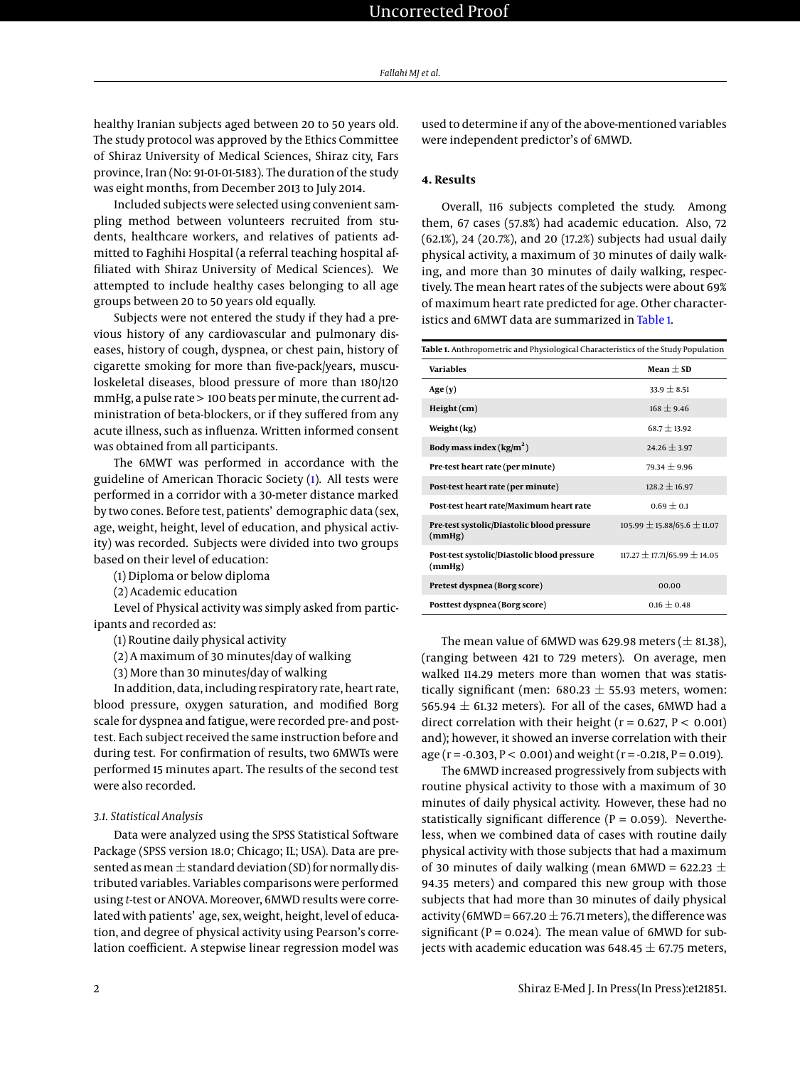healthy Iranian subjects aged between 20 to 50 years old. The study protocol was approved by the Ethics Committee of Shiraz University of Medical Sciences, Shiraz city, Fars province, Iran (No: 91-01-01-5183). The duration of the study was eight months, from December 2013 to July 2014.

Included subjects were selected using convenient sampling method between volunteers recruited from students, healthcare workers, and relatives of patients admitted to Faghihi Hospital (a referral teaching hospital affiliated with Shiraz University of Medical Sciences). We attempted to include healthy cases belonging to all age groups between 20 to 50 years old equally.

Subjects were not entered the study if they had a previous history of any cardiovascular and pulmonary diseases, history of cough, dyspnea, or chest pain, history of cigarette smoking for more than five-pack/years, musculoskeletal diseases, blood pressure of more than 180/120 mmHg, a pulse rate > 100 beats per minute, the current administration of beta-blockers, or if they suffered from any acute illness, such as influenza. Written informed consent was obtained from all participants.

The 6MWT was performed in accordance with the guideline of American Thoracic Society (1). All tests were performed in a corridor with a 30-meter distance marked by two cones. Before test, patients' demographic data (sex, age, weight, height, level of education, and physical activity) was recorded. Subjects were divided into two groups based on their level of education:

(1) Diploma or below diploma

(2) Academic education

Level of Physical activity was simply asked from participants and recorded as:

(1) Routine daily physical activity

(2) A maximum of 30 minutes/day of walking

(3) More than 30 minutes/day of walking

In addition, data, including respiratory rate, heart rate, blood pressure, oxygen saturation, and modified Borg scale for dyspnea and fatigue, were recorded pre- and post-test. Each subject received the same instruction before and during test. For confirmation of results, two 6MWTs were performed 15 minutes apart. The results of the second test were also recorded.

### 3.1. Statistical Analysis

Data were analyzed using the SPSS Statistical Software Package (SPSS version 18.0; Chicago; IL; USA). Data are presented as mean ± standard deviation (SD) for normally distributed variables. Variables comparisons were performed using *t*-test or ANOVA. Moreover, 6MWD results were correlated with patients' age, sex, weight, height, level of education, and degree of physical activity using Pearson's correlation coefficient. A stepwise linear regression model was used to determine if any of the above-mentioned variables were independent predictor's of 6MWD.

## 4. Results

Overall, 116 subjects completed the study. Among them, 67 cases (57.8%) had academic education. Also, 72 (62.1%), 24 (20.7%), and 20 (17.2%) subjects had usual daily physical activity, a maximum of 30 minutes of daily walking, and more than 30 minutes of daily walking, respectively. The mean heart rates of the subjects were about 69% of maximum heart rate predicted for age. Other characteristics and 6MWT data are summarized in Table 1.

**Table 1.** Anthropometric and Physiological Characteristics of the Study Population

| Variables | Mean ± SD |
|---|---|
| **Age (y)** | 33.9 ± 8.51 |
| **Height (cm)** | 168 ± 9.46 |
| **Weight (kg)** | 68.7 ± 13.92 |
| **Body mass index (kg/m$^2$)** | 24.26 ± 3.97 |
| **Pre-test heart rate (per minute)** | 79.34 ± 9.96 |
| **Post-test heart rate (per minute)** | 128.2 ± 16.97 |
| **Post-test heart rate/Maximum heart rate** | 0.69 ± 0.1 |
| **Pre-test systolic/Diastolic blood pressure (mmHg)** | 105.99 ± 15.88/65.6 ± 11.07 |
| **Post-test systolic/Diastolic blood pressure (mmHg)** | 117.27 ± 17.71/65.99 ± 14.05 |
| **Pretest dyspnea (Borg score)** | 00.00 |
| **Posttest dyspnea (Borg score)** | 0.16 ± 0.48 |

The mean value of 6MWD was 629.98 meters (± 81.38), (ranging between 421 to 729 meters). On average, men walked 114.29 meters more than women that was statistically significant (men: 680.23 ± 55.93 meters, women: 565.94 ± 61.32 meters). For all of the cases, 6MWD had a direct correlation with their height ($r = 0.627$, $P < 0.001$) and); however, it showed an inverse correlation with their age ($r = -0.303$, $P < 0.001$) and weight ($r = -0.218$, $P = 0.019$).

The 6MWD increased progressively from subjects with routine physical activity to those with a maximum of 30 minutes of daily physical activity. However, these had no statistically significant difference ($P = 0.059$). Nevertheless, when we combined data of cases with routine daily physical activity with those subjects that had a maximum of 30 minutes of daily walking (mean 6MWD = 622.23 ± 94.35 meters) and compared this new group with those subjects that had more than 30 minutes of daily physical activity (6MWD = 667.20 ± 76.71 meters), the difference was significant ($P = 0.024$). The mean value of 6MWD for subjects with academic education was 648.45 ± 67.75 meters,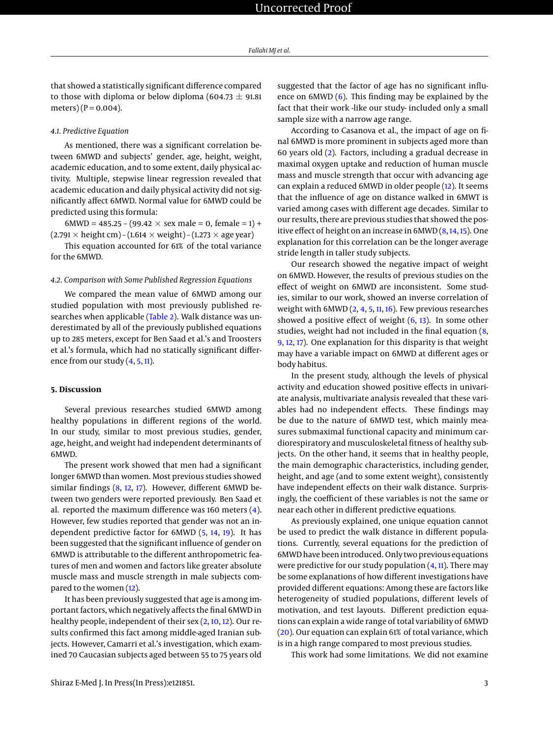that showed a statistically significant difference compared to those with diploma or below diploma (604.73 ± 91.81 meters) (P = 0.004).

### 4.1. Predictive Equation

As mentioned, there was a significant correlation between 6MWD and subjects' gender, age, height, weight, academic education, and to some extent, daily physical activity. Multiple, stepwise linear regression revealed that academic education and daily physical activity did not significantly affect 6MWD. Normal value for 6MWD could be predicted using this formula:

$$6MWD = 485.25 - (99.42 \times \text{sex male} = 0, \text{female} = 1) + (2.791 \times \text{height cm}) - (1.614 \times \text{weight}) - (1.273 \times \text{age year})$$

This equation accounted for 61% of the total variance for the 6MWD.

### 4.2. Comparison with Some Published Regression Equations

We compared the mean value of 6MWD among our studied population with most previously published researches when applicable (Table 2). Walk distance was underestimated by all of the previously published equations up to 285 meters, except for Ben Saad et al.'s and Troosters et al.'s formula, which had no statically significant difference from our study (4, 5, 11).

## 5. Discussion

Several previous researches studied 6MWD among healthy populations in different regions of the world. In our study, similar to most previous studies, gender, age, height, and weight had independent determinants of 6MWD.

The present work showed that men had a significant longer 6MWD than women. Most previous studies showed similar findings (8, 12, 17). However, different 6MWD between two genders were reported previously. Ben Saad et al. reported the maximum difference was 160 meters (4). However, few studies reported that gender was not an independent predictive factor for 6MWD (5, 14, 19). It has been suggested that the significant influence of gender on 6MWD is attributable to the different anthropometric features of men and women and factors like greater absolute muscle mass and muscle strength in male subjects compared to the women (12).

It has been previously suggested that age is among important factors, which negatively affects the final 6MWD in healthy people, independent of their sex (2, 10, 12). Our results confirmed this fact among middle-aged Iranian subjects. However, Camarri et al.'s investigation, which examined 70 Caucasian subjects aged between 55 to 75 years old suggested that the factor of age has no significant influence on 6MWD (6). This finding may be explained by the fact that their work -like our study- included only a small sample size with a narrow age range.

According to Casanova et al., the impact of age on final 6MWD is more prominent in subjects aged more than 60 years old (2). Factors, including a gradual decrease in maximal oxygen uptake and reduction of human muscle mass and muscle strength that occur with advancing age can explain a reduced 6MWD in older people (12). It seems that the influence of age on distance walked in 6MWT is varied among cases with different age decades. Similar to our results, there are previous studies that showed the positive effect of height on an increase in 6MWD (8, 14, 15). One explanation for this correlation can be the longer average stride length in taller study subjects.

Our research showed the negative impact of weight on 6MWD. However, the results of previous studies on the effect of weight on 6MWD are inconsistent. Some studies, similar to our work, showed an inverse correlation of weight with 6MWD (2, 4, 5, 11, 16). Few previous researches showed a positive effect of weight (6, 13). In some other studies, weight had not included in the final equation (8, 9, 12, 17). One explanation for this disparity is that weight may have a variable impact on 6MWD at different ages or body habitus.

In the present study, although the levels of physical activity and education showed positive effects in univariate analysis, multivariate analysis revealed that these variables had no independent effects. These findings may be due to the nature of 6MWD test, which mainly measures submaximal functional capacity and minimum cardiorespiratory and musculoskeletal fitness of healthy subjects. On the other hand, it seems that in healthy people, the main demographic characteristics, including gender, height, and age (and to some extent weight), consistently have independent effects on their walk distance. Surprisingly, the coefficient of these variables is not the same or near each other in different predictive equations.

As previously explained, one unique equation cannot be used to predict the walk distance in different populations. Currently, several equations for the prediction of 6MWD have been introduced. Only two previous equations were predictive for our study population (4, 11). There may be some explanations of how different investigations have provided different equations: Among these are factors like heterogeneity of studied populations, different levels of motivation, and test layouts. Different prediction equations can explain a wide range of total variability of 6MWD (20). Our equation can explain 61% of total variance, which is in a high range compared to most previous studies.

This work had some limitations. We did not examine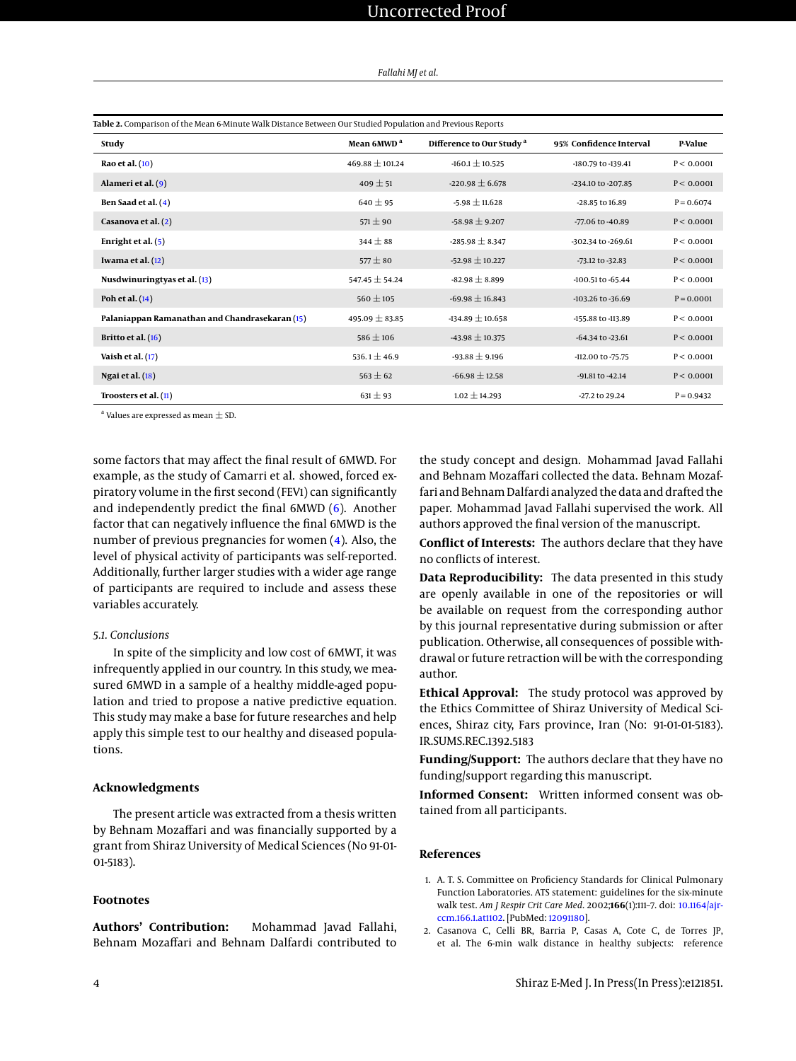**Table 2.** Comparison of the Mean 6-Minute Walk Distance Between Our Studied Population and Previous Reports

| Study | Mean 6MWD [a] | Difference to Our Study [a] | 95% Confidence Interval | P-Value |
|---|---|---|---|---|
| **Rao et al.** (10) | 469.88 ± 101.24 | -160.1 ± 10.525 | -180.79 to -139.41 | P < 0.0001 |
| **Alameri et al.** (9) | 409 ± 51 | -220.98 ± 6.678 | -234.10 to -207.85 | P < 0.0001 |
| **Ben Saad et al.** (4) | 640 ± 95 | -5.98 ± 11.628 | -28.85 to 16.89 | P = 0.6074 |
| **Casanova et al.** (2) | 571 ± 90 | -58.98 ± 9.207 | -77.06 to -40.89 | P < 0.0001 |
| **Enright et al.** (5) | 344 ± 88 | -285.98 ± 8.347 | -302.34 to -269.61 | P < 0.0001 |
| **Iwama et al.** (12) | 577 ± 80 | -52.98 ± 10.227 | -73.12 to -32.83 | P < 0.0001 |
| **Nusdwinuringtyas et al.** (13) | 547.45 ± 54.24 | -82.98 ± 8.899 | -100.51 to -65.44 | P < 0.0001 |
| **Poh et al.** (14) | 560 ± 105 | -69.98 ± 16.843 | -103.26 to -36.69 | P = 0.0001 |
| **Palaniappan Ramanathan and Chandrasekaran** (15) | 495.09 ± 83.85 | -134.89 ± 10.658 | -155.88 to -113.89 | P < 0.0001 |
| **Britto et al.** (16) | 586 ± 106 | -43.98 ± 10.375 | -64.34 to -23.61 | P < 0.0001 |
| **Vaish et al.** (17) | 536.1 ± 46.9 | -93.88 ± 9.196 | -112.00 to -75.75 | P < 0.0001 |
| **Ngai et al.** (18) | 563 ± 62 | -66.98 ± 12.58 | -91.81 to -42.14 | P < 0.0001 |
| **Troosters et al.** (11) | 631 ± 93 | 1.02 ± 14.293 | -27.2 to 29.24 | P = 0.9432 |

[a] Values are expressed as mean ± SD.

some factors that may affect the final result of 6MWD. For example, as the study of Camarri et al. showed, forced expiratory volume in the first second (FEV1) can significantly and independently predict the final 6MWD (6). Another factor that can negatively influence the final 6MWD is the number of previous pregnancies for women (4). Also, the level of physical activity of participants was self-reported. Additionally, further larger studies with a wider age range of participants are required to include and assess these variables accurately.

### 5.1. Conclusions

In spite of the simplicity and low cost of 6MWT, it was infrequently applied in our country. In this study, we measured 6MWD in a sample of a healthy middle-aged population and tried to propose a native predictive equation. This study may make a base for future researches and help apply this simple test to our healthy and diseased populations.

## Acknowledgments

The present article was extracted from a thesis written by Behnam Mozaffari and was financially supported by a grant from Shiraz University of Medical Sciences (No 91-01-01-5183).

## Footnotes

**Authors' Contribution:** Mohammad Javad Fallahi, Behnam Mozaffari and Behnam Dalfardi contributed to the study concept and design. Mohammad Javad Fallahi and Behnam Mozaffari collected the data. Behnam Mozaffari and Behnam Dalfardi analyzed the data and drafted the paper. Mohammad Javad Fallahi supervised the work. All authors approved the final version of the manuscript.

**Conflict of Interests:** The authors declare that they have no conflicts of interest.

**Data Reproducibility:** The data presented in this study are openly available in one of the repositories or will be available on request from the corresponding author by this journal representative during submission or after publication. Otherwise, all consequences of possible withdrawal or future retraction will be with the corresponding author.

**Ethical Approval:** The study protocol was approved by the Ethics Committee of Shiraz University of Medical Sciences, Shiraz city, Fars province, Iran (No: 91-01-01-5183). IR.SUMS.REC.1392.5183

**Funding/Support:** The authors declare that they have no funding/support regarding this manuscript.

**Informed Consent:** Written informed consent was obtained from all participants.

## References

1. A. T. S. Committee on Proficiency Standards for Clinical Pulmonary Function Laboratories. ATS statement: guidelines for the six-minute walk test. *Am J Respir Crit Care Med*. 2002;**166**(1):111–7. doi: 10.1164/ajrccm.166.1.at1102. [PubMed: 12091180].
2. Casanova C, Celli BR, Barria P, Casas A, Cote C, de Torres JP, et al. The 6-min walk distance in healthy subjects: reference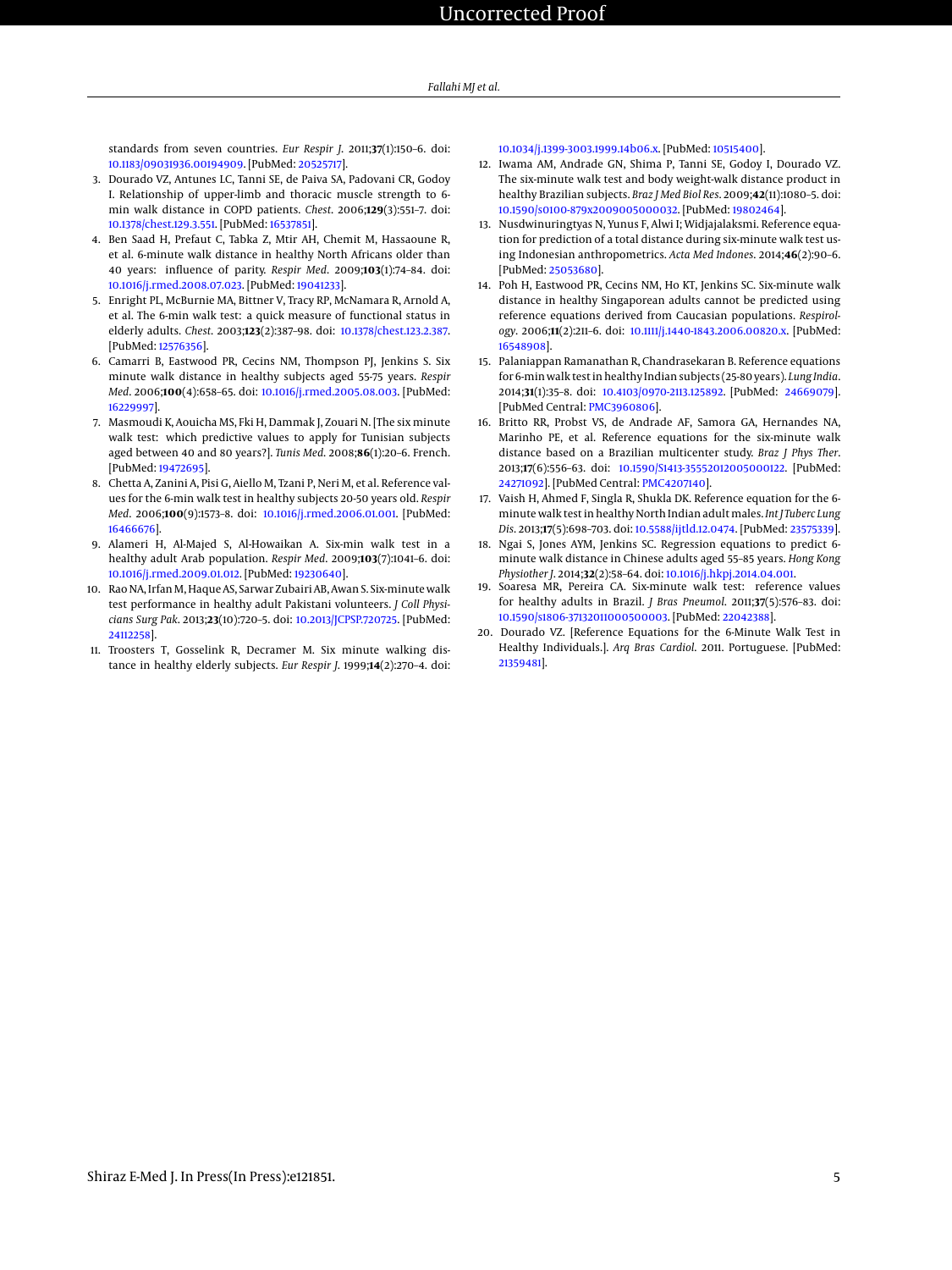standards from seven countries. *Eur Respir J*. 2011;**37**(1):150–6. doi: 10.1183/09031936.00194909. [PubMed: 20525717].

3. Dourado VZ, Antunes LC, Tanni SE, de Paiva SA, Padovani CR, Godoy I. Relationship of upper-limb and thoracic muscle strength to 6-min walk distance in COPD patients. *Chest*. 2006;**129**(3):551–7. doi: 10.1378/chest.129.3.551. [PubMed: 16537851].
4. Ben Saad H, Prefaut C, Tabka Z, Mtir AH, Chemit M, Hassaoune R, et al. 6-minute walk distance in healthy North Africans older than 40 years: influence of parity. *Respir Med*. 2009;**103**(1):74–84. doi: 10.1016/j.rmed.2008.07.023. [PubMed: 19041233].
5. Enright PL, McBurnie MA, Bittner V, Tracy RP, McNamara R, Arnold A, et al. The 6-min walk test: a quick measure of functional status in elderly adults. *Chest*. 2003;**123**(2):387–98. doi: 10.1378/chest.123.2.387. [PubMed: 12576356].
6. Camarri B, Eastwood PR, Cecins NM, Thompson PJ, Jenkins S. Six minute walk distance in healthy subjects aged 55-75 years. *Respir Med*. 2006;**100**(4):658–65. doi: 10.1016/j.rmed.2005.08.003. [PubMed: 16229997].
7. Masmoudi K, Aouicha MS, Fki H, Dammak J, Zouari N. [The six minute walk test: which predictive values to apply for Tunisian subjects aged between 40 and 80 years?]. *Tunis Med*. 2008;**86**(1):20–6. French. [PubMed: 19472695].
8. Chetta A, Zanini A, Pisi G, Aiello M, Tzani P, Neri M, et al. Reference values for the 6-min walk test in healthy subjects 20-50 years old. *Respir Med*. 2006;**100**(9):1573–8. doi: 10.1016/j.rmed.2006.01.001. [PubMed: 16466676].
9. Alameri H, Al-Majed S, Al-Howaikan A. Six-min walk test in a healthy adult Arab population. *Respir Med*. 2009;**103**(7):1041–6. doi: 10.1016/j.rmed.2009.01.012. [PubMed: 19230640].
10. Rao NA, Irfan M, Haque AS, Sarwar Zubairi AB, Awan S. Six-minute walk test performance in healthy adult Pakistani volunteers. *J Coll Physicians Surg Pak*. 2013;**23**(10):720–5. doi: 10.2013/JCPSP.720725. [PubMed: 24112258].
11. Troosters T, Gosselink R, Decramer M. Six minute walking distance in healthy elderly subjects. *Eur Respir J*. 1999;**14**(2):270–4. doi: 10.1034/j.1399-3003.1999.14b06.x. [PubMed: 10515400].
12. Iwama AM, Andrade GN, Shima P, Tanni SE, Godoy I, Dourado VZ. The six-minute walk test and body weight-walk distance product in healthy Brazilian subjects. *Braz J Med Biol Res*. 2009;**42**(11):1080–5. doi: 10.1590/s0100-879x2009005000032. [PubMed: 19802464].
13. Nusdwinuringtyas N, Yunus F, Alwi I; Widjajalaksmi. Reference equation for prediction of a total distance during six-minute walk test using Indonesian anthropometrics. *Acta Med Indones*. 2014;**46**(2):90–6. [PubMed: 25053680].
14. Poh H, Eastwood PR, Cecins NM, Ho KT, Jenkins SC. Six-minute walk distance in healthy Singaporean adults cannot be predicted using reference equations derived from Caucasian populations. *Respirology*. 2006;**11**(2):211–6. doi: 10.1111/j.1440-1843.2006.00820.x. [PubMed: 16548908].
15. Palaniappan Ramanathan R, Chandrasekaran B. Reference equations for 6-min walk test in healthy Indian subjects (25-80 years). *Lung India*. 2014;**31**(1):35–8. doi: 10.4103/0970-2113.125892. [PubMed: 24669079]. [PubMed Central: PMC3960806].
16. Britto RR, Probst VS, de Andrade AF, Samora GA, Hernandes NA, Marinho PE, et al. Reference equations for the six-minute walk distance based on a Brazilian multicenter study. *Braz J Phys Ther*. 2013;**17**(6):556–63. doi: 10.1590/S1413-35552012005000122. [PubMed: 24271092]. [PubMed Central: PMC4207140].
17. Vaish H, Ahmed F, Singla R, Shukla DK. Reference equation for the 6-minute walk test in healthy North Indian adult males. *Int J Tuberc Lung Dis*. 2013;**17**(5):698–703. doi: 10.5588/ijtld.12.0474. [PubMed: 23575339].
18. Ngai S, Jones AYM, Jenkins SC. Regression equations to predict 6-minute walk distance in Chinese adults aged 55-85 years. *Hong Kong Physiother J*. 2014;**32**(2):58–64. doi: 10.1016/j.hkpj.2014.04.001.
19. Soaresa MR, Pereira CA. Six-minute walk test: reference values for healthy adults in Brazil. *J Bras Pneumol*. 2011;**37**(5):576–83. doi: 10.1590/s1806-37132011000500003. [PubMed: 22042388].
20. Dourado VZ. [Reference Equations for the 6-Minute Walk Test in Healthy Individuals.]. *Arq Bras Cardiol*. 2011. Portuguese. [PubMed: 21359481].